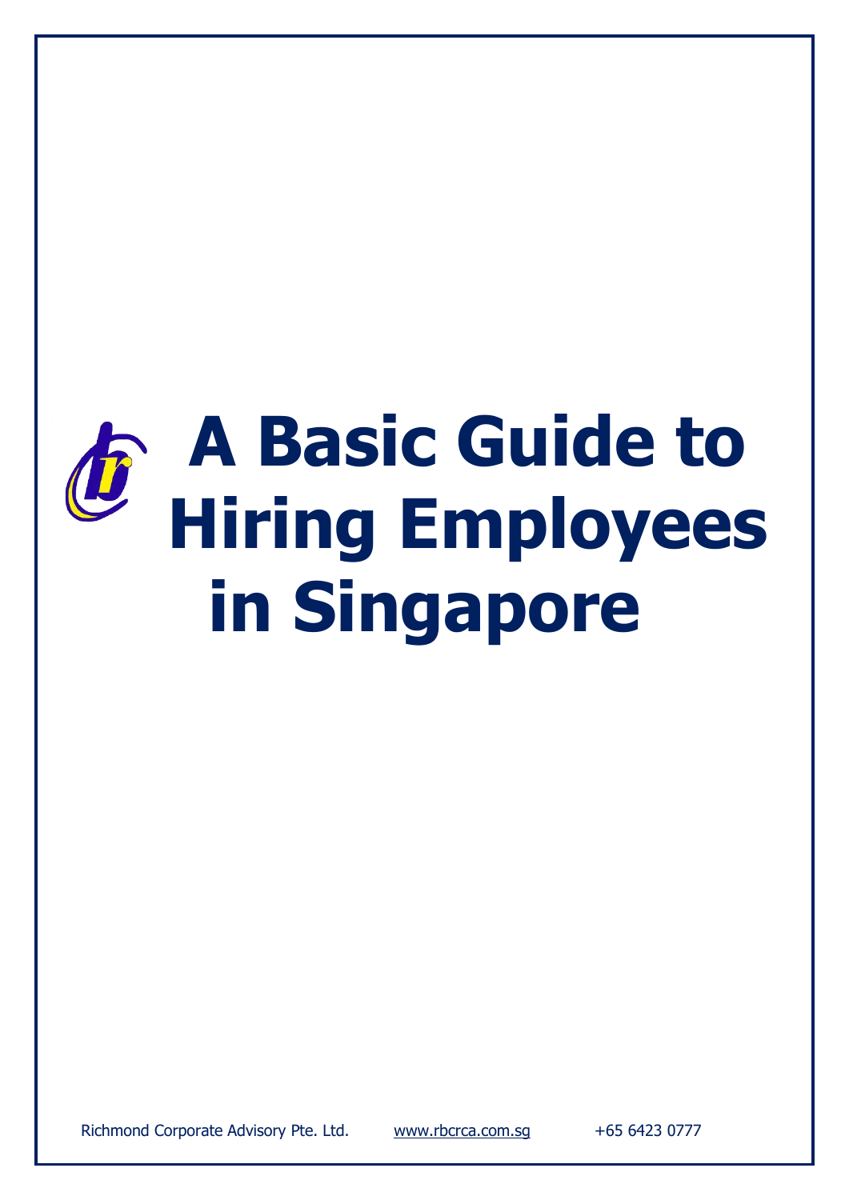# A Basic Guide to Hiring Employees in Singapore

Richmond Corporate Advisory Pte. Ltd. www.rbcrca.com.sg +65 6423 0777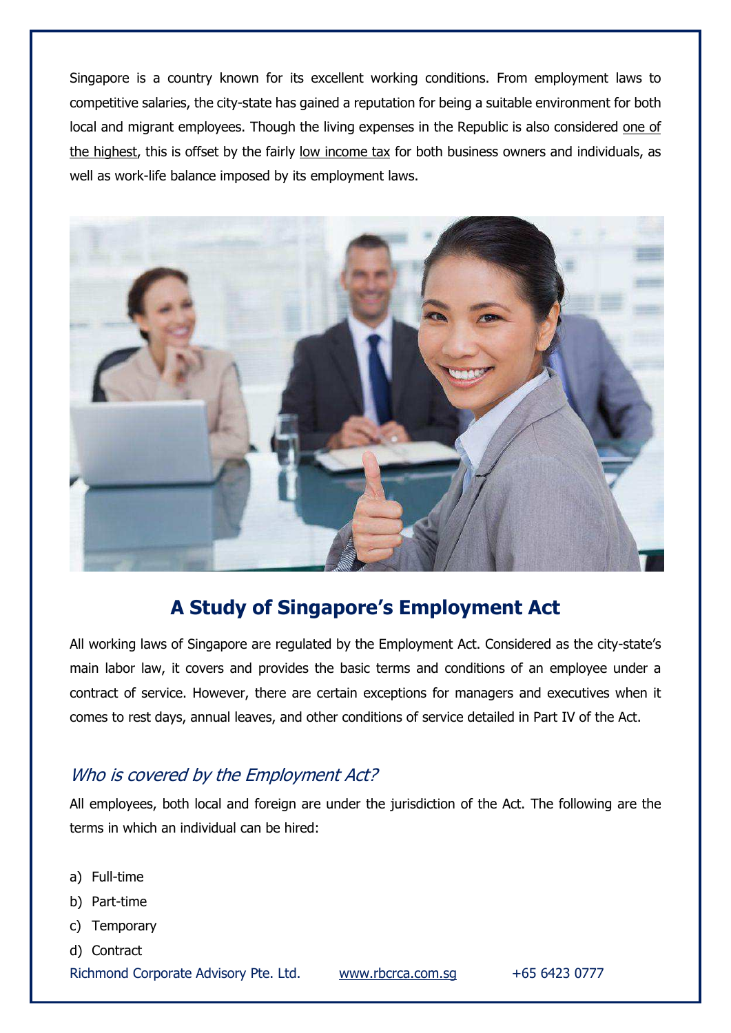Singapore is a country known for its excellent working conditions. From employment laws to competitive salaries, the city-state has gained a reputation for being a suitable environment for both local and migrant employees. Though the living expenses in the Republic is also considered one of the highest, this is offset by the fairly low income tax for both business owners and individuals, as well as work-life balance imposed by its employment laws.

## A Study of Singapore's Employment Act

All working laws of Singapore are regulated by the Employment Act. Considered as the city-state's main labor law, it covers and provides the basic terms and conditions of an employee under a contract of service. However, there are certain exceptions for managers and executives when it comes to rest days, annual leaves, and other conditions of service detailed in Part IV of the Act.

### *Who is covered by the Employment Act?*

All employees, both local and foreign are under the jurisdiction of the Act. The following are the terms in which an individual can be hired:

a) Full-time
b) Part-time
c) Temporary
d) Contract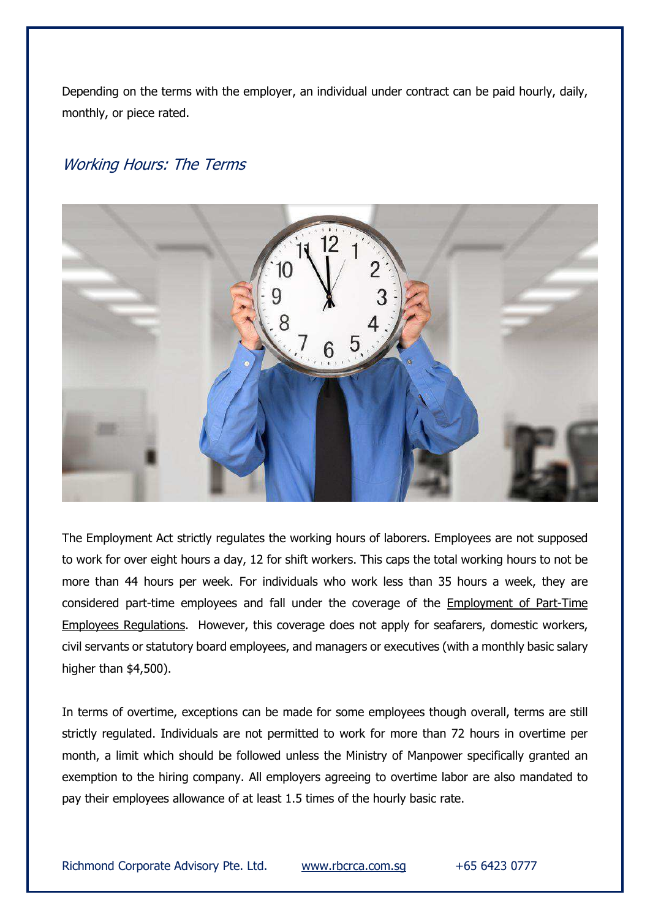Depending on the terms with the employer, an individual under contract can be paid hourly, daily, monthly, or piece rated.

## *Working Hours: The Terms*

The Employment Act strictly regulates the working hours of laborers. Employees are not supposed to work for over eight hours a day, 12 for shift workers. This caps the total working hours to not be more than 44 hours per week. For individuals who work less than 35 hours a week, they are considered part-time employees and fall under the coverage of the Employment of Part-Time Employees Regulations. However, this coverage does not apply for seafarers, domestic workers, civil servants or statutory board employees, and managers or executives (with a monthly basic salary higher than $4,500).

In terms of overtime, exceptions can be made for some employees though overall, terms are still strictly regulated. Individuals are not permitted to work for more than 72 hours in overtime per month, a limit which should be followed unless the Ministry of Manpower specifically granted an exemption to the hiring company. All employers agreeing to overtime labor are also mandated to pay their employees allowance of at least 1.5 times of the hourly basic rate.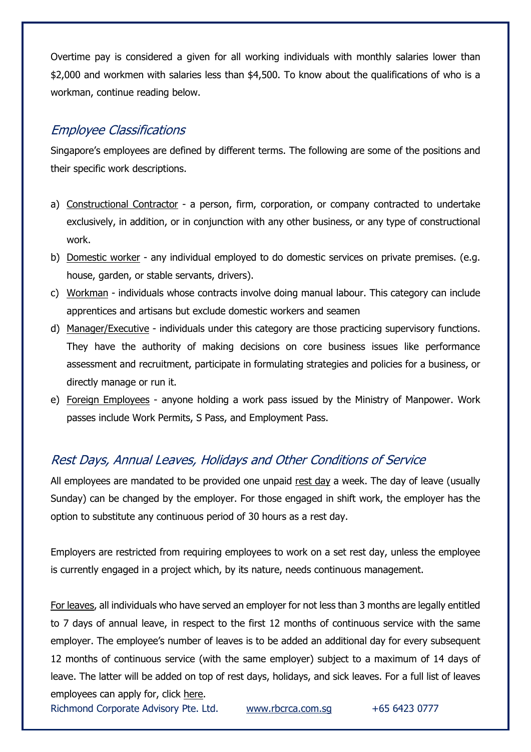Overtime pay is considered a given for all working individuals with monthly salaries lower than $2,000 and workmen with salaries less than $4,500. To know about the qualifications of who is a workman, continue reading below.

## *Employee Classifications*

Singapore's employees are defined by different terms. The following are some of the positions and their specific work descriptions.

a) Constructional Contractor - a person, firm, corporation, or company contracted to undertake exclusively, in addition, or in conjunction with any other business, or any type of constructional work.
b) Domestic worker - any individual employed to do domestic services on private premises. (e.g. house, garden, or stable servants, drivers).
c) Workman - individuals whose contracts involve doing manual labour. This category can include apprentices and artisans but exclude domestic workers and seamen
d) Manager/Executive - individuals under this category are those practicing supervisory functions. They have the authority of making decisions on core business issues like performance assessment and recruitment, participate in formulating strategies and policies for a business, or directly manage or run it.
e) Foreign Employees - anyone holding a work pass issued by the Ministry of Manpower. Work passes include Work Permits, S Pass, and Employment Pass.

## *Rest Days, Annual Leaves, Holidays and Other Conditions of Service*

All employees are mandated to be provided one unpaid rest day a week. The day of leave (usually Sunday) can be changed by the employer. For those engaged in shift work, the employer has the option to substitute any continuous period of 30 hours as a rest day.

Employers are restricted from requiring employees to work on a set rest day, unless the employee is currently engaged in a project which, by its nature, needs continuous management.

For leaves, all individuals who have served an employer for not less than 3 months are legally entitled to 7 days of annual leave, in respect to the first 12 months of continuous service with the same employer. The employee's number of leaves is to be added an additional day for every subsequent 12 months of continuous service (with the same employer) subject to a maximum of 14 days of leave. The latter will be added on top of rest days, holidays, and sick leaves. For a full list of leaves employees can apply for, click here.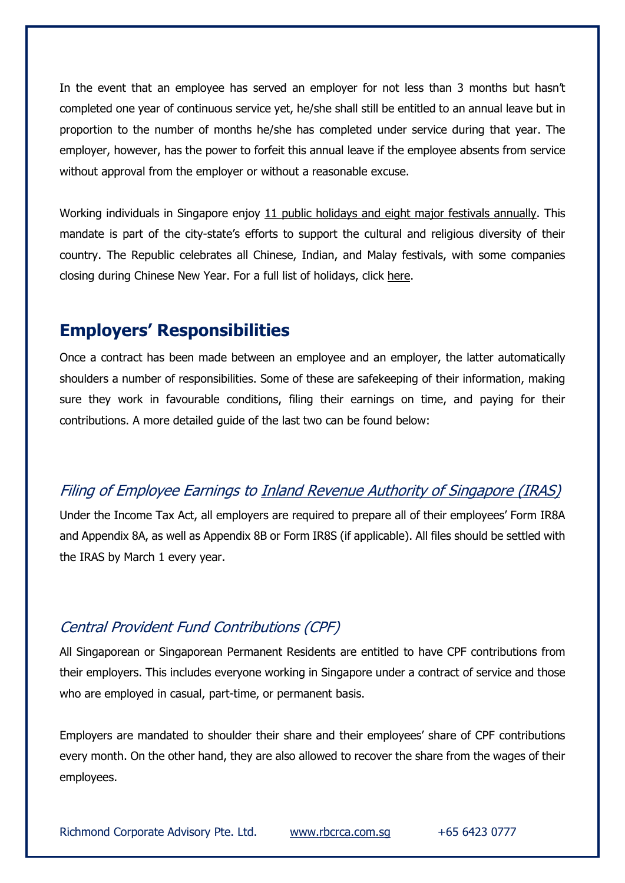In the event that an employee has served an employer for not less than 3 months but hasn't completed one year of continuous service yet, he/she shall still be entitled to an annual leave but in proportion to the number of months he/she has completed under service during that year. The employer, however, has the power to forfeit this annual leave if the employee absents from service without approval from the employer or without a reasonable excuse.

Working individuals in Singapore enjoy 11 public holidays and eight major festivals annually. This mandate is part of the city-state's efforts to support the cultural and religious diversity of their country. The Republic celebrates all Chinese, Indian, and Malay festivals, with some companies closing during Chinese New Year. For a full list of holidays, click here.

## Employers' Responsibilities

Once a contract has been made between an employee and an employer, the latter automatically shoulders a number of responsibilities. Some of these are safekeeping of their information, making sure they work in favourable conditions, filing their earnings on time, and paying for their contributions. A more detailed guide of the last two can be found below:

### *Filing of Employee Earnings to Inland Revenue Authority of Singapore (IRAS)*

Under the Income Tax Act, all employers are required to prepare all of their employees' Form IR8A and Appendix 8A, as well as Appendix 8B or Form IR8S (if applicable). All files should be settled with the IRAS by March 1 every year.

### *Central Provident Fund Contributions (CPF)*

All Singaporean or Singaporean Permanent Residents are entitled to have CPF contributions from their employers. This includes everyone working in Singapore under a contract of service and those who are employed in casual, part-time, or permanent basis.

Employers are mandated to shoulder their share and their employees' share of CPF contributions every month. On the other hand, they are also allowed to recover the share from the wages of their employees.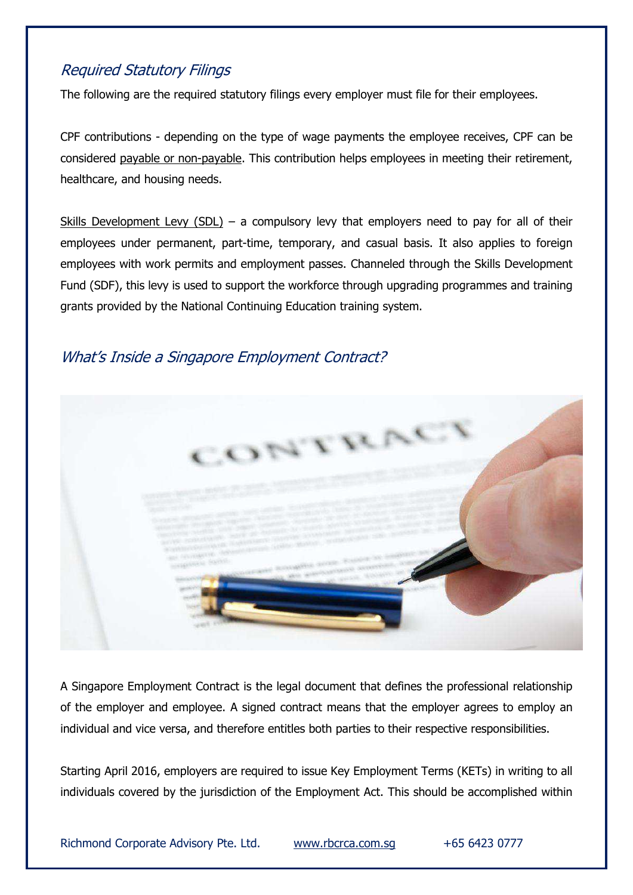## *Required Statutory Filings*

The following are the required statutory filings every employer must file for their employees.

CPF contributions - depending on the type of wage payments the employee receives, CPF can be considered payable or non-payable. This contribution helps employees in meeting their retirement, healthcare, and housing needs.

Skills Development Levy (SDL) – a compulsory levy that employers need to pay for all of their employees under permanent, part-time, temporary, and casual basis. It also applies to foreign employees with work permits and employment passes. Channeled through the Skills Development Fund (SDF), this levy is used to support the workforce through upgrading programmes and training grants provided by the National Continuing Education training system.

## *What's Inside a Singapore Employment Contract?*

A Singapore Employment Contract is the legal document that defines the professional relationship of the employer and employee. A signed contract means that the employer agrees to employ an individual and vice versa, and therefore entitles both parties to their respective responsibilities.

Starting April 2016, employers are required to issue Key Employment Terms (KETs) in writing to all individuals covered by the jurisdiction of the Employment Act. This should be accomplished within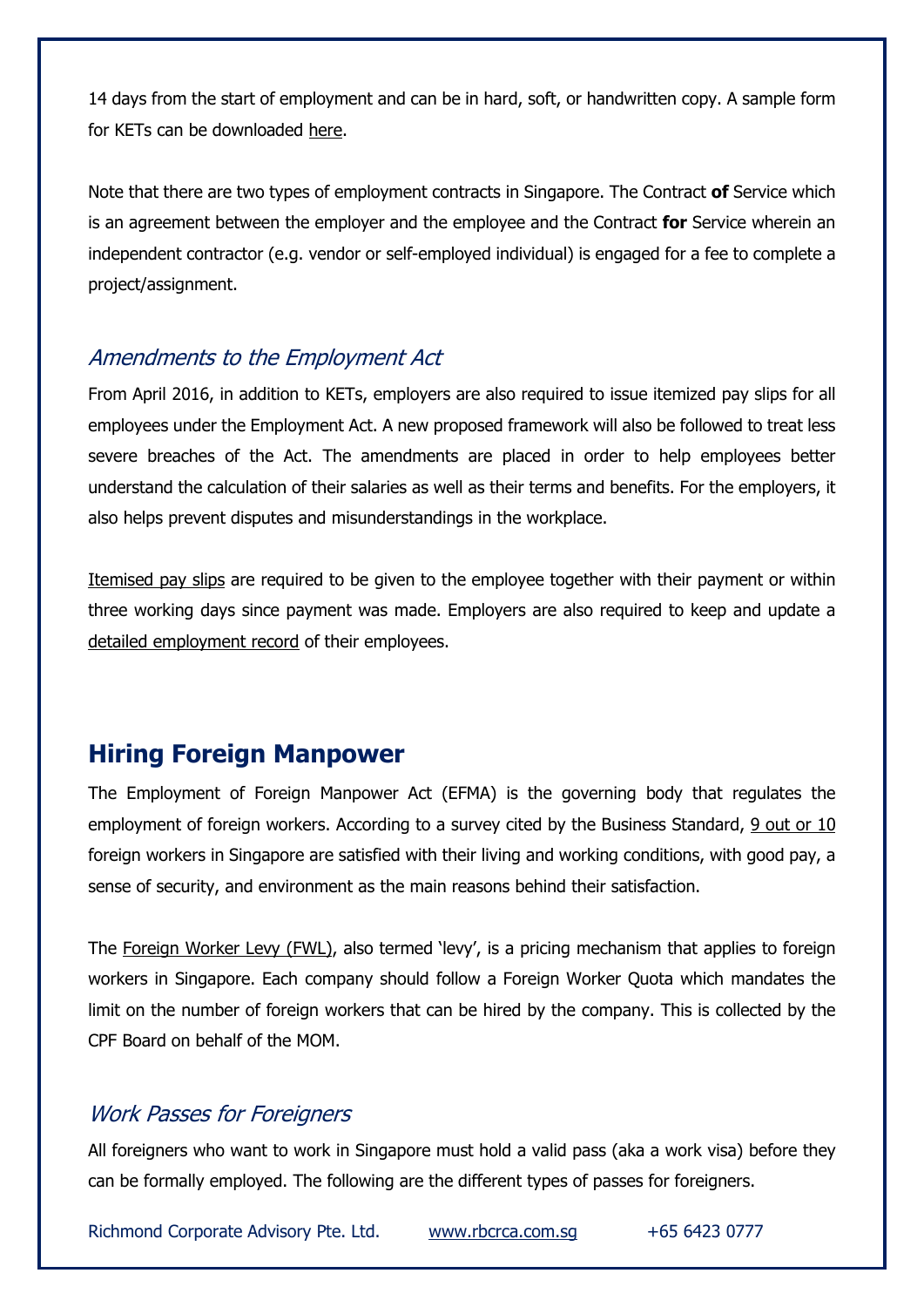14 days from the start of employment and can be in hard, soft, or handwritten copy. A sample form for KETs can be downloaded here.

Note that there are two types of employment contracts in Singapore. The Contract **of** Service which is an agreement between the employer and the employee and the Contract **for** Service wherein an independent contractor (e.g. vendor or self-employed individual) is engaged for a fee to complete a project/assignment.

### *Amendments to the Employment Act*

From April 2016, in addition to KETs, employers are also required to issue itemized pay slips for all employees under the Employment Act. A new proposed framework will also be followed to treat less severe breaches of the Act. The amendments are placed in order to help employees better understand the calculation of their salaries as well as their terms and benefits. For the employers, it also helps prevent disputes and misunderstandings in the workplace.

Itemised pay slips are required to be given to the employee together with their payment or within three working days since payment was made. Employers are also required to keep and update a detailed employment record of their employees.

## Hiring Foreign Manpower

The Employment of Foreign Manpower Act (EFMA) is the governing body that regulates the employment of foreign workers. According to a survey cited by the Business Standard, 9 out or 10 foreign workers in Singapore are satisfied with their living and working conditions, with good pay, a sense of security, and environment as the main reasons behind their satisfaction.

The Foreign Worker Levy (FWL), also termed 'levy', is a pricing mechanism that applies to foreign workers in Singapore. Each company should follow a Foreign Worker Quota which mandates the limit on the number of foreign workers that can be hired by the company. This is collected by the CPF Board on behalf of the MOM.

### *Work Passes for Foreigners*

All foreigners who want to work in Singapore must hold a valid pass (aka a work visa) before they can be formally employed. The following are the different types of passes for foreigners.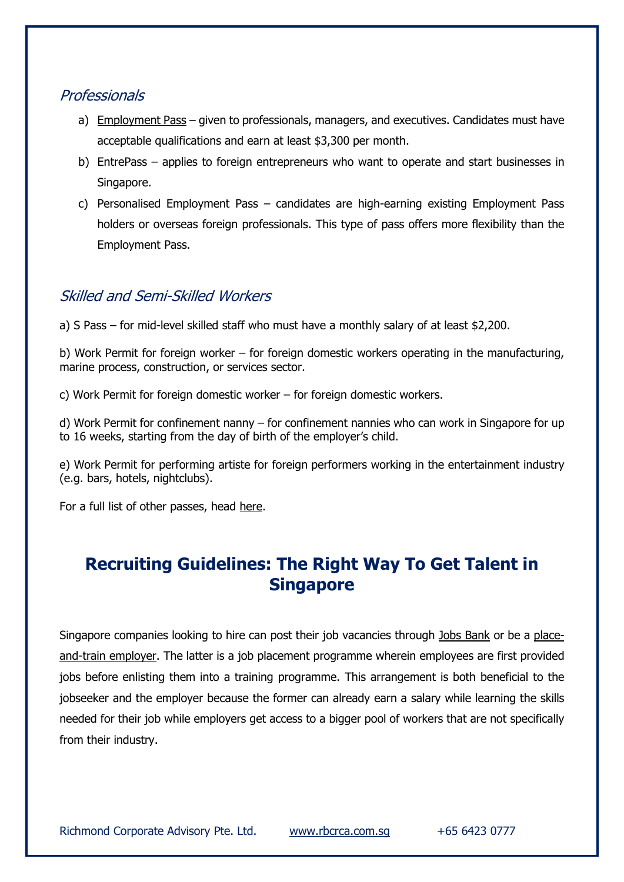### *Professionals*

a) Employment Pass – given to professionals, managers, and executives. Candidates must have acceptable qualifications and earn at least $3,300 per month.

b) EntrePass – applies to foreign entrepreneurs who want to operate and start businesses in Singapore.

c) Personalised Employment Pass – candidates are high-earning existing Employment Pass holders or overseas foreign professionals. This type of pass offers more flexibility than the Employment Pass.

### *Skilled and Semi-Skilled Workers*

a) S Pass – for mid-level skilled staff who must have a monthly salary of at least $2,200.

b) Work Permit for foreign worker – for foreign domestic workers operating in the manufacturing, marine process, construction, or services sector.

c) Work Permit for foreign domestic worker – for foreign domestic workers.

d) Work Permit for confinement nanny – for confinement nannies who can work in Singapore for up to 16 weeks, starting from the day of birth of the employer's child.

e) Work Permit for performing artiste for foreign performers working in the entertainment industry (e.g. bars, hotels, nightclubs).

For a full list of other passes, head here.

## Recruiting Guidelines: The Right Way To Get Talent in Singapore

Singapore companies looking to hire can post their job vacancies through Jobs Bank or be a place-and-train employer. The latter is a job placement programme wherein employees are first provided jobs before enlisting them into a training programme. This arrangement is both beneficial to the jobseeker and the employer because the former can already earn a salary while learning the skills needed for their job while employers get access to a bigger pool of workers that are not specifically from their industry.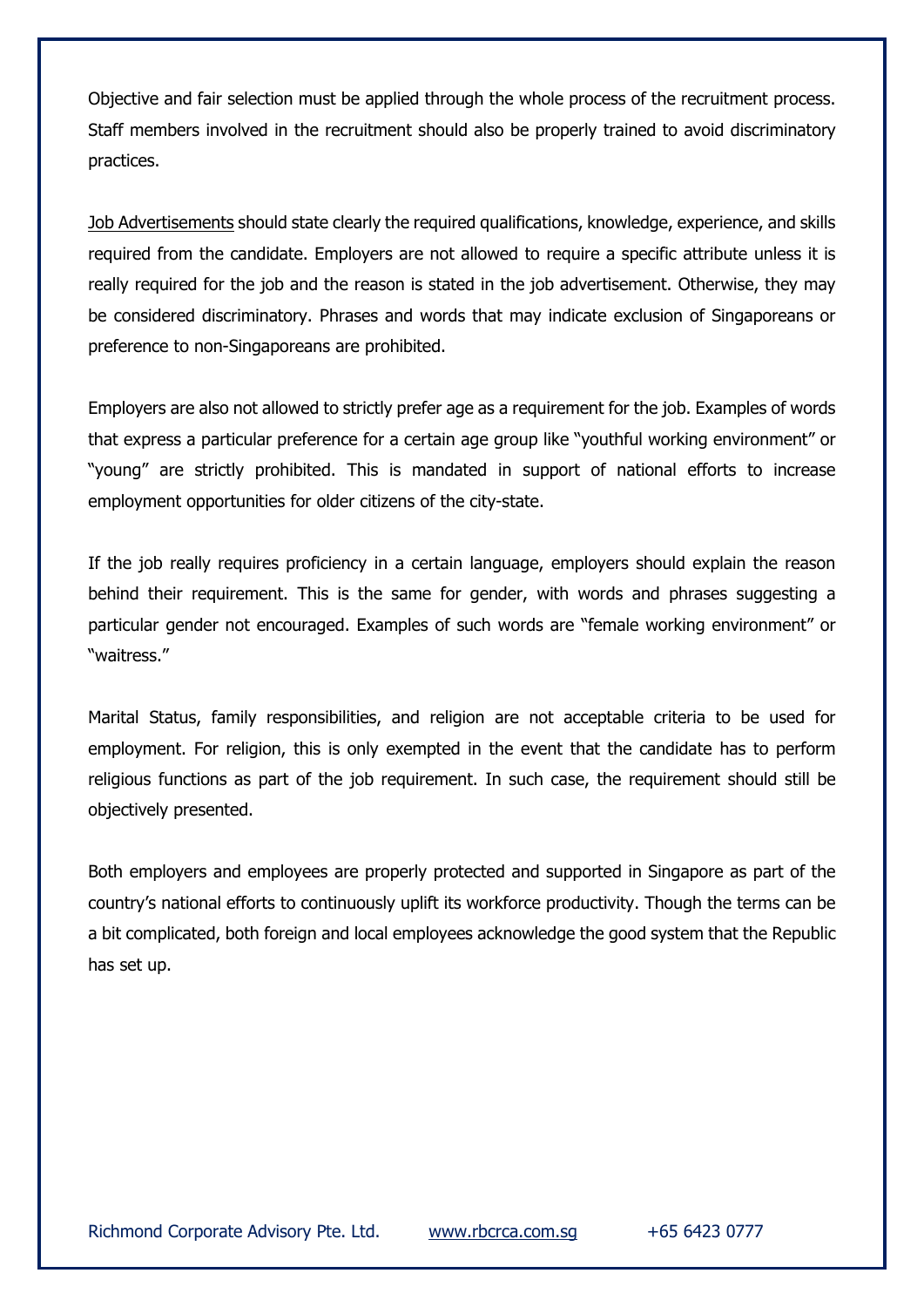Objective and fair selection must be applied through the whole process of the recruitment process. Staff members involved in the recruitment should also be properly trained to avoid discriminatory practices.

Job Advertisements should state clearly the required qualifications, knowledge, experience, and skills required from the candidate. Employers are not allowed to require a specific attribute unless it is really required for the job and the reason is stated in the job advertisement. Otherwise, they may be considered discriminatory. Phrases and words that may indicate exclusion of Singaporeans or preference to non-Singaporeans are prohibited.

Employers are also not allowed to strictly prefer age as a requirement for the job. Examples of words that express a particular preference for a certain age group like "youthful working environment" or "young" are strictly prohibited. This is mandated in support of national efforts to increase employment opportunities for older citizens of the city-state.

If the job really requires proficiency in a certain language, employers should explain the reason behind their requirement. This is the same for gender, with words and phrases suggesting a particular gender not encouraged. Examples of such words are "female working environment" or "waitress."

Marital Status, family responsibilities, and religion are not acceptable criteria to be used for employment. For religion, this is only exempted in the event that the candidate has to perform religious functions as part of the job requirement. In such case, the requirement should still be objectively presented.

Both employers and employees are properly protected and supported in Singapore as part of the country's national efforts to continuously uplift its workforce productivity. Though the terms can be a bit complicated, both foreign and local employees acknowledge the good system that the Republic has set up.